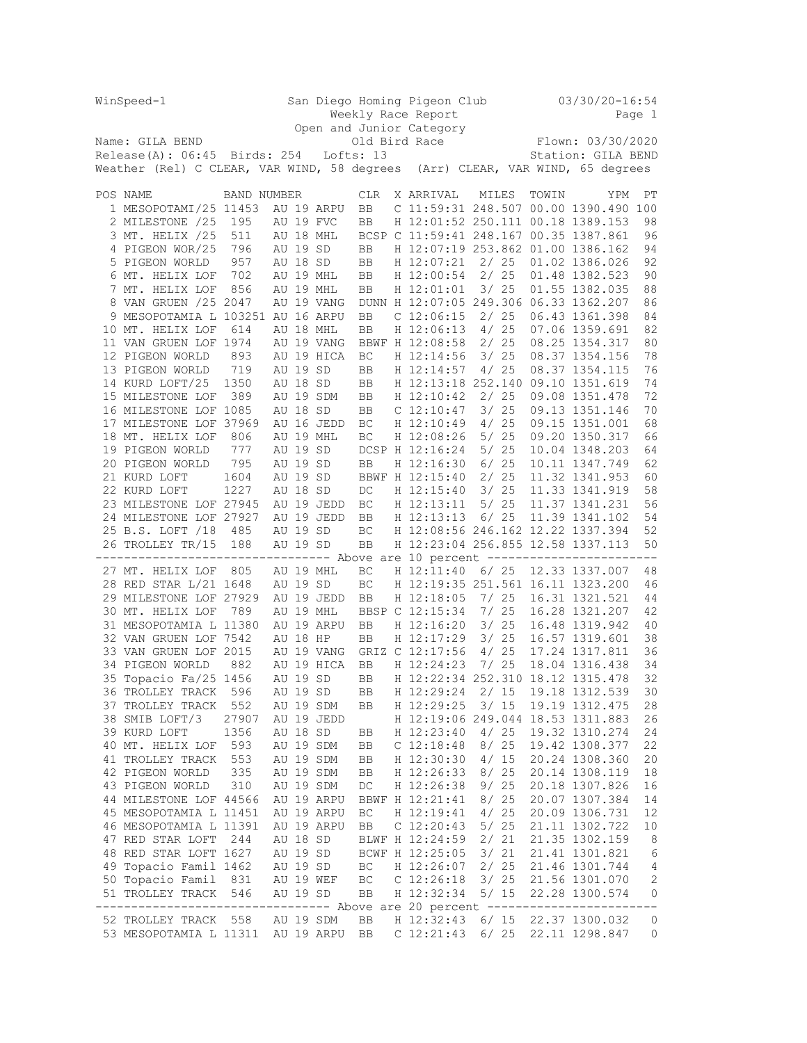WinSpeed-1 San Diego Homing Pigeon Club 03/30/20-16:54

Weekly Race Report

Open and Junior Category

Name: GILA BEND Old Bird Race Flown: 03/30/2020

Release(A): 06:45 Birds: 254 Lofts: 13 Station: GILA BEND

Weather (Rel) C CLEAR, VAR WIND, 58 degrees (Arr) CLEAR, VAR WIND, 65 degrees

| POS | NAME | BAND NUMBER | | CLR | X | ARRIVAL | MILES | TOWIN | YPM | PT |
|---|---|---|---|---|---|---|---|---|---|---|
| 1 | MESOPOTAMI/25 | 11453 | AU 19 ARPU | BB | C | 11:59:31 | 248.507 | 00.00 | 1390.490 | 100 |
| 2 | MILESTONE /25 | 195 | AU 19 FVC | BB | H | 12:01:52 | 250.111 | 00.18 | 1389.153 | 98 |
| 3 | MT. HELIX /25 | 511 | AU 18 MHL | BCSP | C | 11:59:41 | 248.167 | 00.35 | 1387.861 | 96 |
| 4 | PIGEON WOR/25 | 796 | AU 19 SD | BB | H | 12:07:19 | 253.862 | 01.00 | 1386.162 | 94 |
| 5 | PIGEON WORLD | 957 | AU 18 SD | BB | H | 12:07:21 | 2/ 25 | 01.02 | 1386.026 | 92 |
| 6 | MT. HELIX LOF | 702 | AU 19 MHL | BB | H | 12:00:54 | 2/ 25 | 01.48 | 1382.523 | 90 |
| 7 | MT. HELIX LOF | 856 | AU 19 MHL | BB | H | 12:01:01 | 3/ 25 | 01.55 | 1382.035 | 88 |
| 8 | VAN GRUEN /25 | 2047 | AU 19 VANG | DUNN | H | 12:07:05 | 249.306 | 06.33 | 1362.207 | 86 |
| 9 | MESOPOTAMIA L | 103251 | AU 16 ARPU | BB | C | 12:06:15 | 2/ 25 | 06.43 | 1361.398 | 84 |
| 10 | MT. HELIX LOF | 614 | AU 18 MHL | BB | H | 12:06:13 | 4/ 25 | 07.06 | 1359.691 | 82 |
| 11 | VAN GRUEN LOF | 1974 | AU 19 VANG | BBWF | H | 12:08:58 | 2/ 25 | 08.25 | 1354.317 | 80 |
| 12 | PIGEON WORLD | 893 | AU 19 HICA | BC | H | 12:14:56 | 3/ 25 | 08.37 | 1354.156 | 78 |
| 13 | PIGEON WORLD | 719 | AU 19 SD | BB | H | 12:14:57 | 4/ 25 | 08.37 | 1354.115 | 76 |
| 14 | KURD LOFT/25 | 1350 | AU 18 SD | BB | H | 12:13:18 | 252.140 | 09.10 | 1351.619 | 74 |
| 15 | MILESTONE LOF | 389 | AU 19 SDM | BB | H | 12:10:42 | 2/ 25 | 09.08 | 1351.478 | 72 |
| 16 | MILESTONE LOF | 1085 | AU 18 SD | BB | C | 12:10:47 | 3/ 25 | 09.13 | 1351.146 | 70 |
| 17 | MILESTONE LOF | 37969 | AU 16 JEDD | BC | H | 12:10:49 | 4/ 25 | 09.15 | 1351.001 | 68 |
| 18 | MT. HELIX LOF | 806 | AU 19 MHL | BC | H | 12:08:26 | 5/ 25 | 09.20 | 1350.317 | 66 |
| 19 | PIGEON WORLD | 777 | AU 19 SD | DCSP | H | 12:16:24 | 5/ 25 | 10.04 | 1348.203 | 64 |
| 20 | PIGEON WORLD | 795 | AU 19 SD | BB | H | 12:16:30 | 6/ 25 | 10.11 | 1347.749 | 62 |
| 21 | KURD LOFT | 1604 | AU 19 SD | BBWF | H | 12:15:40 | 2/ 25 | 11.32 | 1341.953 | 60 |
| 22 | KURD LOFT | 1227 | AU 18 SD | DC | H | 12:15:40 | 3/ 25 | 11.33 | 1341.919 | 58 |
| 23 | MILESTONE LOF | 27945 | AU 19 JEDD | BC | H | 12:13:11 | 5/ 25 | 11.37 | 1341.231 | 56 |
| 24 | MILESTONE LOF | 27927 | AU 19 JEDD | BB | H | 12:13:13 | 6/ 25 | 11.39 | 1341.102 | 54 |
| 25 | B.S. LOFT /18 | 485 | AU 19 SD | BC | H | 12:08:56 | 246.162 | 12.22 | 1337.394 | 52 |
| 26 | TROLLEY TR/15 | 188 | AU 19 SD | BB | H | 12:23:04 | 256.855 | 12.58 | 1337.113 | 50 |
| | ------- Above are 10 percent ------- | | | | | | | | | |
| 27 | MT. HELIX LOF | 805 | AU 19 MHL | BC | H | 12:11:40 | 6/ 25 | 12.33 | 1337.007 | 48 |
| 28 | RED STAR L/21 | 1648 | AU 19 SD | BC | H | 12:19:35 | 251.561 | 16.11 | 1323.200 | 46 |
| 29 | MILESTONE LOF | 27929 | AU 19 JEDD | BB | H | 12:18:05 | 7/ 25 | 16.31 | 1321.521 | 44 |
| 30 | MT. HELIX LOF | 789 | AU 19 MHL | BBSP | C | 12:15:34 | 7/ 25 | 16.28 | 1321.207 | 42 |
| 31 | MESOPOTAMIA L | 11380 | AU 19 ARPU | BB | H | 12:16:20 | 3/ 25 | 16.48 | 1319.942 | 40 |
| 32 | VAN GRUEN LOF | 7542 | AU 18 HP | BB | H | 12:17:29 | 3/ 25 | 16.57 | 1319.601 | 38 |
| 33 | VAN GRUEN LOF | 2015 | AU 19 VANG | GRIZ | C | 12:17:56 | 4/ 25 | 17.24 | 1317.811 | 36 |
| 34 | PIGEON WORLD | 882 | AU 19 HICA | BB | H | 12:24:23 | 7/ 25 | 18.04 | 1316.438 | 34 |
| 35 | Topacio Fa/25 | 1456 | AU 19 SD | BB | H | 12:22:34 | 252.310 | 18.12 | 1315.478 | 32 |
| 36 | TROLLEY TRACK | 596 | AU 19 SD | BB | H | 12:29:24 | 2/ 15 | 19.18 | 1312.539 | 30 |
| 37 | TROLLEY TRACK | 552 | AU 19 SDM | BB | H | 12:29:25 | 3/ 15 | 19.19 | 1312.475 | 28 |
| 38 | SMIB LOFT/3 | 27907 | AU 19 JEDD | | H | 12:19:06 | 249.044 | 18.53 | 1311.883 | 26 |
| 39 | KURD LOFT | 1356 | AU 18 SD | BB | H | 12:23:40 | 4/ 25 | 19.32 | 1310.274 | 24 |
| 40 | MT. HELIX LOF | 593 | AU 19 SDM | BB | C | 12:18:48 | 8/ 25 | 19.42 | 1308.377 | 22 |
| 41 | TROLLEY TRACK | 553 | AU 19 SDM | BB | H | 12:30:30 | 4/ 15 | 20.24 | 1308.360 | 20 |
| 42 | PIGEON WORLD | 335 | AU 19 SDM | BB | H | 12:26:33 | 8/ 25 | 20.14 | 1308.119 | 18 |
| 43 | PIGEON WORLD | 310 | AU 19 SDM | DC | H | 12:26:38 | 9/ 25 | 20.18 | 1307.826 | 16 |
| 44 | MILESTONE LOF | 44566 | AU 19 ARPU | BBWF | H | 12:21:41 | 8/ 25 | 20.07 | 1307.384 | 14 |
| 45 | MESOPOTAMIA L | 11451 | AU 19 ARPU | BC | H | 12:19:41 | 4/ 25 | 20.09 | 1306.731 | 12 |
| 46 | MESOPOTAMIA L | 11391 | AU 19 ARPU | BB | C | 12:20:43 | 5/ 25 | 21.11 | 1302.722 | 10 |
| 47 | RED STAR LOFT | 244 | AU 18 SD | BLWF | H | 12:24:59 | 2/ 21 | 21.35 | 1302.159 | 8 |
| 48 | RED STAR LOFT | 1627 | AU 19 SD | BCWF | H | 12:25:05 | 3/ 21 | 21.41 | 1301.821 | 6 |
| 49 | Topacio Famil | 1462 | AU 19 SD | BC | H | 12:26:07 | 2/ 25 | 21.46 | 1301.744 | 4 |
| 50 | Topacio Famil | 831 | AU 19 WEF | BC | C | 12:26:18 | 3/ 25 | 21.56 | 1301.070 | 2 |
| 51 | TROLLEY TRACK | 546 | AU 19 SD | BB | H | 12:32:34 | 5/ 15 | 22.28 | 1300.574 | 0 |
| | ------- Above are 20 percent ------- | | | | | | | | | |
| 52 | TROLLEY TRACK | 558 | AU 19 SDM | BB | H | 12:32:43 | 6/ 15 | 22.37 | 1300.032 | 0 |
| 53 | MESOPOTAMIA L | 11311 | AU 19 ARPU | BB | C | 12:21:43 | 6/ 25 | 22.11 | 1298.847 | 0 |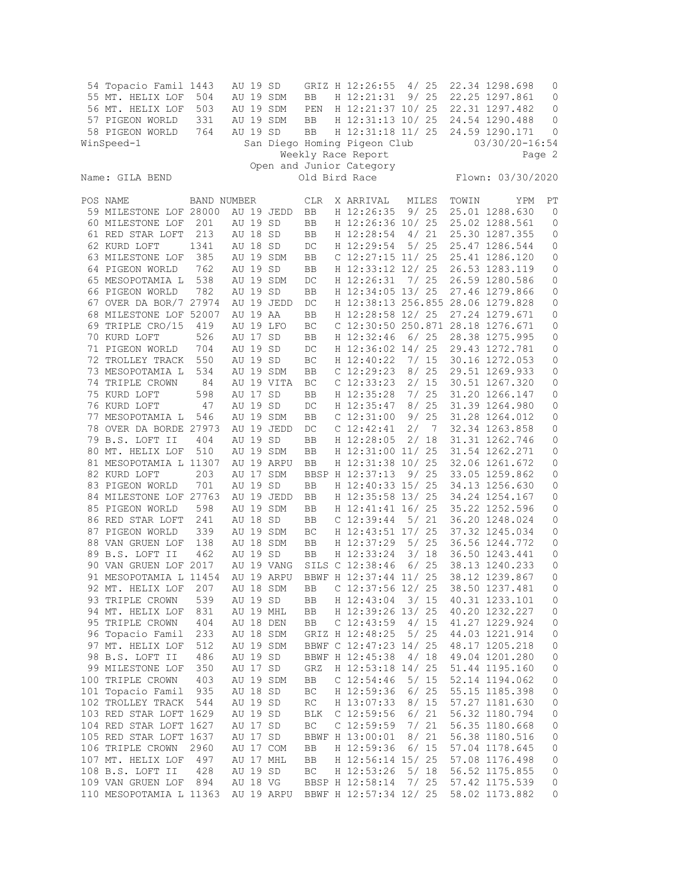| POS | NAME | BAND NUMBER | | | CLR | X | ARRIVAL | MILES | TOWIN | YPM | PT |
|---|---|---|---|---|---|---|---|---|---|---|---|
| 54 | Topacio Famil | 1443 | AU 19 | SD | GRIZ | H | 12:26:55 | 4/ 25 | 22.34 | 1298.698 | 0 |
| 55 | MT. HELIX LOF | 504 | AU 19 | SDM | BB | H | 12:21:31 | 9/ 25 | 22.25 | 1297.861 | 0 |
| 56 | MT. HELIX LOF | 503 | AU 19 | SDM | PEN | H | 12:21:37 | 10/ 25 | 22.31 | 1297.482 | 0 |
| 57 | PIGEON WORLD | 331 | AU 19 | SDM | BB | H | 12:31:13 | 10/ 25 | 24.54 | 1290.488 | 0 |
| 58 | PIGEON WORLD | 764 | AU 19 | SD | BB | H | 12:31:18 | 11/ 25 | 24.59 | 1290.171 | 0 |

WinSpeed-1 San Diego Homing Pigeon Club 03/30/20-16:54

Weekly Race Report

Open and Junior Category

Name: GILA BEND Old Bird Race Flown: 03/30/2020

| POS | NAME | BAND NUMBER | | | CLR | X | ARRIVAL | MILES | TOWIN | YPM | PT |
|---|---|---|---|---|---|---|---|---|---|---|---|
| 59 | MILESTONE LOF | 28000 | AU 19 | JEDD | BB | H | 12:26:35 | 9/ 25 | 25.01 | 1288.630 | 0 |
| 60 | MILESTONE LOF | 201 | AU 19 | SD | BB | H | 12:26:36 | 10/ 25 | 25.02 | 1288.561 | 0 |
| 61 | RED STAR LOFT | 213 | AU 18 | SD | BB | H | 12:28:54 | 4/ 21 | 25.30 | 1287.355 | 0 |
| 62 | KURD LOFT | 1341 | AU 18 | SD | DC | H | 12:29:54 | 5/ 25 | 25.47 | 1286.544 | 0 |
| 63 | MILESTONE LOF | 385 | AU 19 | SDM | BB | C | 12:27:15 | 11/ 25 | 25.41 | 1286.120 | 0 |
| 64 | PIGEON WORLD | 762 | AU 19 | SD | BB | H | 12:33:12 | 12/ 25 | 26.53 | 1283.119 | 0 |
| 65 | MESOPOTAMIA L | 538 | AU 19 | SDM | DC | H | 12:26:31 | 7/ 25 | 26.59 | 1280.586 | 0 |
| 66 | PIGEON WORLD | 782 | AU 19 | SD | BB | H | 12:34:05 | 13/ 25 | 27.46 | 1279.866 | 0 |
| 67 | OVER DA BOR/7 | 27974 | AU 19 | JEDD | DC | H | 12:38:13 | 256.855 | 28.06 | 1279.828 | 0 |
| 68 | MILESTONE LOF | 52007 | AU 19 | AA | BB | H | 12:28:58 | 12/ 25 | 27.24 | 1279.671 | 0 |
| 69 | TRIPLE CRO/15 | 419 | AU 19 | LFO | BC | C | 12:30:50 | 250.871 | 28.18 | 1276.671 | 0 |
| 70 | KURD LOFT | 526 | AU 17 | SD | BB | H | 12:32:46 | 6/ 25 | 28.38 | 1275.995 | 0 |
| 71 | PIGEON WORLD | 704 | AU 19 | SD | DC | H | 12:36:02 | 14/ 25 | 29.43 | 1272.781 | 0 |
| 72 | TROLLEY TRACK | 550 | AU 19 | SD | BC | H | 12:40:22 | 7/ 15 | 30.16 | 1272.053 | 0 |
| 73 | MESOPOTAMIA L | 534 | AU 19 | SDM | BB | C | 12:29:23 | 8/ 25 | 29.51 | 1269.933 | 0 |
| 74 | TRIPLE CROWN | 84 | AU 19 | VITA | BC | C | 12:33:23 | 2/ 15 | 30.51 | 1267.320 | 0 |
| 75 | KURD LOFT | 598 | AU 17 | SD | BB | H | 12:35:28 | 7/ 25 | 31.20 | 1266.147 | 0 |
| 76 | KURD LOFT | 47 | AU 19 | SD | DC | H | 12:35:47 | 8/ 25 | 31.39 | 1264.980 | 0 |
| 77 | MESOPOTAMIA L | 546 | AU 19 | SDM | BB | C | 12:31:00 | 9/ 25 | 31.28 | 1264.012 | 0 |
| 78 | OVER DA BORDE | 27973 | AU 19 | JEDD | DC | C | 12:42:41 | 2/ 7 | 32.34 | 1263.858 | 0 |
| 79 | B.S. LOFT II | 404 | AU 19 | SD | BB | H | 12:28:05 | 2/ 18 | 31.31 | 1262.746 | 0 |
| 80 | MT. HELIX LOF | 510 | AU 19 | SDM | BB | H | 12:31:00 | 11/ 25 | 31.54 | 1262.271 | 0 |
| 81 | MESOPOTAMIA L | 11307 | AU 19 | ARPU | BB | H | 12:31:38 | 10/ 25 | 32.06 | 1261.672 | 0 |
| 82 | KURD LOFT | 203 | AU 17 | SDM | BBSP | H | 12:37:13 | 9/ 25 | 33.05 | 1259.862 | 0 |
| 83 | PIGEON WORLD | 701 | AU 19 | SD | BB | H | 12:40:33 | 15/ 25 | 34.13 | 1256.630 | 0 |
| 84 | MILESTONE LOF | 27763 | AU 19 | JEDD | BB | H | 12:35:58 | 13/ 25 | 34.24 | 1254.167 | 0 |
| 85 | PIGEON WORLD | 598 | AU 19 | SDM | BB | H | 12:41:41 | 16/ 25 | 35.22 | 1252.596 | 0 |
| 86 | RED STAR LOFT | 241 | AU 18 | SD | BB | C | 12:39:44 | 5/ 21 | 36.20 | 1248.024 | 0 |
| 87 | PIGEON WORLD | 339 | AU 19 | SDM | BC | H | 12:43:51 | 17/ 25 | 37.32 | 1245.034 | 0 |
| 88 | VAN GRUEN LOF | 138 | AU 18 | SDM | BB | H | 12:37:29 | 5/ 25 | 36.56 | 1244.772 | 0 |
| 89 | B.S. LOFT II | 462 | AU 19 | SD | BB | H | 12:33:24 | 3/ 18 | 36.50 | 1243.441 | 0 |
| 90 | VAN GRUEN LOF | 2017 | AU 19 | VANG | SILS | C | 12:38:46 | 6/ 25 | 38.13 | 1240.233 | 0 |
| 91 | MESOPOTAMIA L | 11454 | AU 19 | ARPU | BBWF | H | 12:37:44 | 11/ 25 | 38.12 | 1239.867 | 0 |
| 92 | MT. HELIX LOF | 207 | AU 18 | SDM | BB | C | 12:37:56 | 12/ 25 | 38.50 | 1237.481 | 0 |
| 93 | TRIPLE CROWN | 539 | AU 19 | SD | BB | H | 12:43:04 | 3/ 15 | 40.31 | 1233.101 | 0 |
| 94 | MT. HELIX LOF | 831 | AU 19 | MHL | BB | H | 12:39:26 | 13/ 25 | 40.20 | 1232.227 | 0 |
| 95 | TRIPLE CROWN | 404 | AU 18 | DEN | BB | C | 12:43:59 | 4/ 15 | 41.27 | 1229.924 | 0 |
| 96 | Topacio Famil | 233 | AU 18 | SDM | GRIZ | H | 12:48:25 | 5/ 25 | 44.03 | 1221.914 | 0 |
| 97 | MT. HELIX LOF | 512 | AU 19 | SDM | BBWF | C | 12:47:23 | 14/ 25 | 48.17 | 1205.218 | 0 |
| 98 | B.S. LOFT II | 486 | AU 19 | SD | BBWF | H | 12:45:38 | 4/ 18 | 49.04 | 1201.280 | 0 |
| 99 | MILESTONE LOF | 350 | AU 17 | SD | GRZ | H | 12:53:18 | 14/ 25 | 51.44 | 1195.160 | 0 |
| 100 | TRIPLE CROWN | 403 | AU 19 | SDM | BB | C | 12:54:46 | 5/ 15 | 52.14 | 1194.062 | 0 |
| 101 | Topacio Famil | 935 | AU 18 | SD | BC | H | 12:59:36 | 6/ 25 | 55.15 | 1185.398 | 0 |
| 102 | TROLLEY TRACK | 544 | AU 19 | SD | RC | H | 13:07:33 | 8/ 15 | 57.27 | 1181.630 | 0 |
| 103 | RED STAR LOFT | 1629 | AU 19 | SD | BLK | C | 12:59:56 | 6/ 21 | 56.32 | 1180.794 | 0 |
| 104 | RED STAR LOFT | 1627 | AU 17 | SD | BC | C | 12:59:59 | 7/ 21 | 56.35 | 1180.668 | 0 |
| 105 | RED STAR LOFT | 1637 | AU 17 | SD | BBWF | H | 13:00:01 | 8/ 21 | 56.38 | 1180.516 | 0 |
| 106 | TRIPLE CROWN | 2960 | AU 17 | COM | BB | H | 12:59:36 | 6/ 15 | 57.04 | 1178.645 | 0 |
| 107 | MT. HELIX LOF | 497 | AU 17 | MHL | BB | H | 12:56:14 | 15/ 25 | 57.08 | 1176.498 | 0 |
| 108 | B.S. LOFT II | 428 | AU 19 | SD | BC | H | 12:53:26 | 5/ 18 | 56.52 | 1175.855 | 0 |
| 109 | VAN GRUEN LOF | 894 | AU 18 | VG | BBSP | H | 12:58:14 | 7/ 25 | 57.42 | 1175.539 | 0 |
| 110 | MESOPOTAMIA L | 11363 | AU 19 | ARPU | BBWF | H | 12:57:34 | 12/ 25 | 58.02 | 1173.882 | 0 |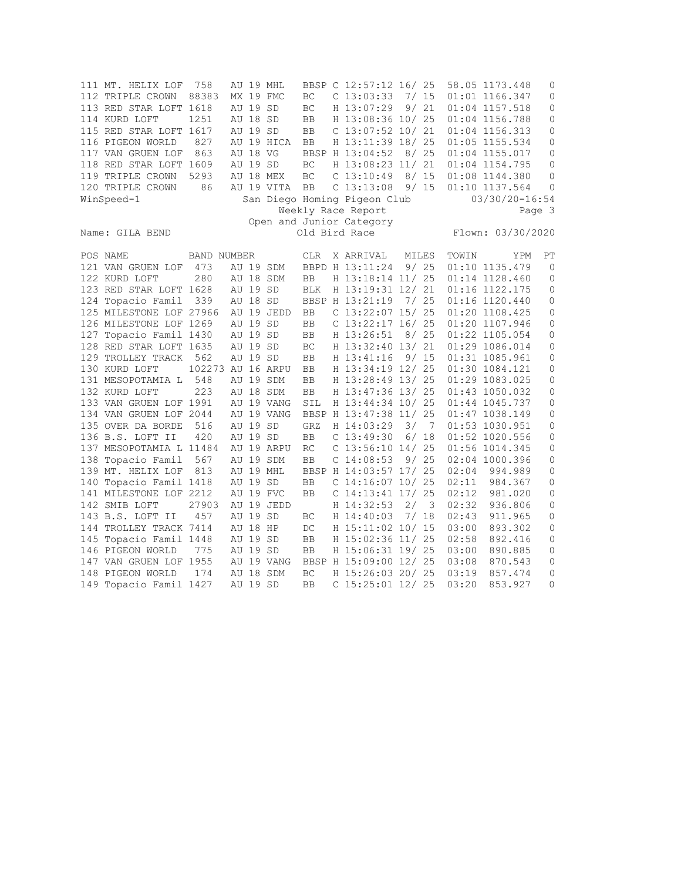| POS | NAME | BAND NUMBER | | | CLR | X | ARRIVAL | MILES | TOWIN | YPM | PT |
|---|---|---|---|---|---|---|---|---|---|---|---|
| 111 | MT. HELIX LOF | 758 | AU 19 | MHL | BBSP | C | 12:57:12 | 16/ 25 | 58.05 | 1173.448 | 0 |
| 112 | TRIPLE CROWN | 88383 | MX 19 | FMC | BC | C | 13:03:33 | 7/ 15 | 01:01 | 1166.347 | 0 |
| 113 | RED STAR LOFT | 1618 | AU 19 | SD | BC | H | 13:07:29 | 9/ 21 | 01:04 | 1157.518 | 0 |
| 114 | KURD LOFT | 1251 | AU 18 | SD | BB | H | 13:08:36 | 10/ 25 | 01:04 | 1156.788 | 0 |
| 115 | RED STAR LOFT | 1617 | AU 19 | SD | BB | C | 13:07:52 | 10/ 21 | 01:04 | 1156.313 | 0 |
| 116 | PIGEON WORLD | 827 | AU 19 | HICA | BB | H | 13:11:39 | 18/ 25 | 01:05 | 1155.534 | 0 |
| 117 | VAN GRUEN LOF | 863 | AU 18 | VG | BBSP | H | 13:04:52 | 8/ 25 | 01:04 | 1155.017 | 0 |
| 118 | RED STAR LOFT | 1609 | AU 19 | SD | BC | H | 13:08:23 | 11/ 21 | 01:04 | 1154.795 | 0 |
| 119 | TRIPLE CROWN | 5293 | AU 18 | MEX | BC | C | 13:10:49 | 8/ 15 | 01:08 | 1144.380 | 0 |
| 120 | TRIPLE CROWN | 86 | AU 19 | VITA | BB | C | 13:13:08 | 9/ 15 | 01:10 | 1137.564 | 0 |

WinSpeed-1 San Diego Homing Pigeon Club 03/30/20-16:54

Weekly Race Report

Open and Junior Category

Name: GILA BEND Old Bird Race Flown: 03/30/2020

| POS | NAME | BAND NUMBER | | | CLR | X | ARRIVAL | MILES | TOWIN | YPM | PT |
|---|---|---|---|---|---|---|---|---|---|---|---|
| 121 | VAN GRUEN LOF | 473 | AU 19 | SDM | BBPD | H | 13:11:24 | 9/ 25 | 01:10 | 1135.479 | 0 |
| 122 | KURD LOFT | 280 | AU 18 | SDM | BB | H | 13:18:14 | 11/ 25 | 01:14 | 1128.460 | 0 |
| 123 | RED STAR LOFT | 1628 | AU 19 | SD | BLK | H | 13:19:31 | 12/ 21 | 01:16 | 1122.175 | 0 |
| 124 | Topacio Famil | 339 | AU 18 | SD | BBSP | H | 13:21:19 | 7/ 25 | 01:16 | 1120.440 | 0 |
| 125 | MILESTONE LOF | 27966 | AU 19 | JEDD | BB | C | 13:22:07 | 15/ 25 | 01:20 | 1108.425 | 0 |
| 126 | MILESTONE LOF | 1269 | AU 19 | SD | BB | C | 13:22:17 | 16/ 25 | 01:20 | 1107.946 | 0 |
| 127 | Topacio Famil | 1430 | AU 19 | SD | BB | H | 13:26:51 | 8/ 25 | 01:22 | 1105.054 | 0 |
| 128 | RED STAR LOFT | 1635 | AU 19 | SD | BC | H | 13:32:40 | 13/ 21 | 01:29 | 1086.014 | 0 |
| 129 | TROLLEY TRACK | 562 | AU 19 | SD | BB | H | 13:41:16 | 9/ 15 | 01:31 | 1085.961 | 0 |
| 130 | KURD LOFT | 102273 | AU 16 | ARPU | BB | H | 13:34:19 | 12/ 25 | 01:30 | 1084.121 | 0 |
| 131 | MESOPOTAMIA L | 548 | AU 19 | SDM | BB | H | 13:28:49 | 13/ 25 | 01:29 | 1083.025 | 0 |
| 132 | KURD LOFT | 223 | AU 18 | SDM | BB | H | 13:47:36 | 13/ 25 | 01:43 | 1050.032 | 0 |
| 133 | VAN GRUEN LOF | 1991 | AU 19 | VANG | SIL | H | 13:44:34 | 10/ 25 | 01:44 | 1045.737 | 0 |
| 134 | VAN GRUEN LOF | 2044 | AU 19 | VANG | BBSP | H | 13:47:38 | 11/ 25 | 01:47 | 1038.149 | 0 |
| 135 | OVER DA BORDE | 516 | AU 19 | SD | GRZ | H | 14:03:29 | 3/ 7 | 01:53 | 1030.951 | 0 |
| 136 | B.S. LOFT II | 420 | AU 19 | SD | BB | C | 13:49:30 | 6/ 18 | 01:52 | 1020.556 | 0 |
| 137 | MESOPOTAMIA L | 11484 | AU 19 | ARPU | RC | C | 13:56:10 | 14/ 25 | 01:56 | 1014.345 | 0 |
| 138 | Topacio Famil | 567 | AU 19 | SDM | BB | C | 14:08:53 | 9/ 25 | 02:04 | 1000.396 | 0 |
| 139 | MT. HELIX LOF | 813 | AU 19 | MHL | BBSP | H | 14:03:57 | 17/ 25 | 02:04 | 994.989 | 0 |
| 140 | Topacio Famil | 1418 | AU 19 | SD | BB | C | 14:16:07 | 10/ 25 | 02:11 | 984.367 | 0 |
| 141 | MILESTONE LOF | 2212 | AU 19 | FVC | BB | C | 14:13:41 | 17/ 25 | 02:12 | 981.020 | 0 |
| 142 | SMIB LOFT | 27903 | AU 19 | JEDD | | H | 14:32:53 | 2/ 3 | 02:32 | 936.806 | 0 |
| 143 | B.S. LOFT II | 457 | AU 19 | SD | BC | H | 14:40:03 | 7/ 18 | 02:43 | 911.965 | 0 |
| 144 | TROLLEY TRACK | 7414 | AU 18 | HP | DC | H | 15:11:02 | 10/ 15 | 03:00 | 893.302 | 0 |
| 145 | Topacio Famil | 1448 | AU 19 | SD | BB | H | 15:02:36 | 11/ 25 | 02:58 | 892.416 | 0 |
| 146 | PIGEON WORLD | 775 | AU 19 | SD | BB | H | 15:06:31 | 19/ 25 | 03:00 | 890.885 | 0 |
| 147 | VAN GRUEN LOF | 1955 | AU 19 | VANG | BBSP | H | 15:09:00 | 12/ 25 | 03:08 | 870.543 | 0 |
| 148 | PIGEON WORLD | 174 | AU 18 | SDM | BC | H | 15:26:03 | 20/ 25 | 03:19 | 857.474 | 0 |
| 149 | Topacio Famil | 1427 | AU 19 | SD | BB | C | 15:25:01 | 12/ 25 | 03:20 | 853.927 | 0 |